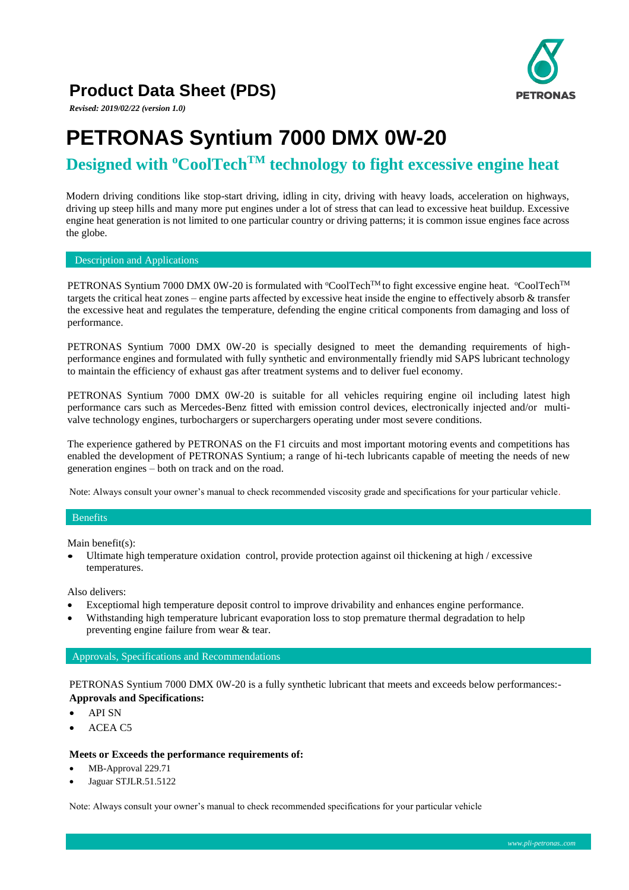# Product Data Sheet (PDS)

***Revised: 2019/02/22 (version 1.0)***

# PETRONAS Syntium 7000 DMX 0W-20

## Designed with ºCoolTech™ technology to fight excessive engine heat

Modern driving conditions like stop-start driving, idling in city, driving with heavy loads, acceleration on highways, driving up steep hills and many more put engines under a lot of stress that can lead to excessive heat buildup. Excessive engine heat generation is not limited to one particular country or driving patterns; it is common issue engines face across the globe.

### Description and Applications

PETRONAS Syntium 7000 DMX 0W-20 is formulated with ºCoolTech™ to fight excessive engine heat. ºCoolTech™ targets the critical heat zones – engine parts affected by excessive heat inside the engine to effectively absorb & transfer the excessive heat and regulates the temperature, defending the engine critical components from damaging and loss of performance.

PETRONAS Syntium 7000 DMX 0W-20 is specially designed to meet the demanding requirements of high-performance engines and formulated with fully synthetic and environmentally friendly mid SAPS lubricant technology to maintain the efficiency of exhaust gas after treatment systems and to deliver fuel economy.

PETRONAS Syntium 7000 DMX 0W-20 is suitable for all vehicles requiring engine oil including latest high performance cars such as Mercedes-Benz fitted with emission control devices, electronically injected and/or multi-valve technology engines, turbochargers or superchargers operating under most severe conditions.

The experience gathered by PETRONAS on the F1 circuits and most important motoring events and competitions has enabled the development of PETRONAS Syntium; a range of hi-tech lubricants capable of meeting the needs of new generation engines – both on track and on the road.

Note: Always consult your owner's manual to check recommended viscosity grade and specifications for your particular vehicle.

### Benefits

Main benefit(s):

- Ultimate high temperature oxidation control, provide protection against oil thickening at high / excessive temperatures.

Also delivers:

- Exceptiomal high temperature deposit control to improve drivability and enhances engine performance.
- Withstanding high temperature lubricant evaporation loss to stop premature thermal degradation to help preventing engine failure from wear & tear.

### Approvals, Specifications and Recommendations

PETRONAS Syntium 7000 DMX 0W-20 is a fully synthetic lubricant that meets and exceeds below performances:-

**Approvals and Specifications:**

- API SN
- ACEA C5

**Meets or Exceeds the performance requirements of:**

- MB-Approval 229.71
- Jaguar STJLR.51.5122

Note: Always consult your owner's manual to check recommended specifications for your particular vehicle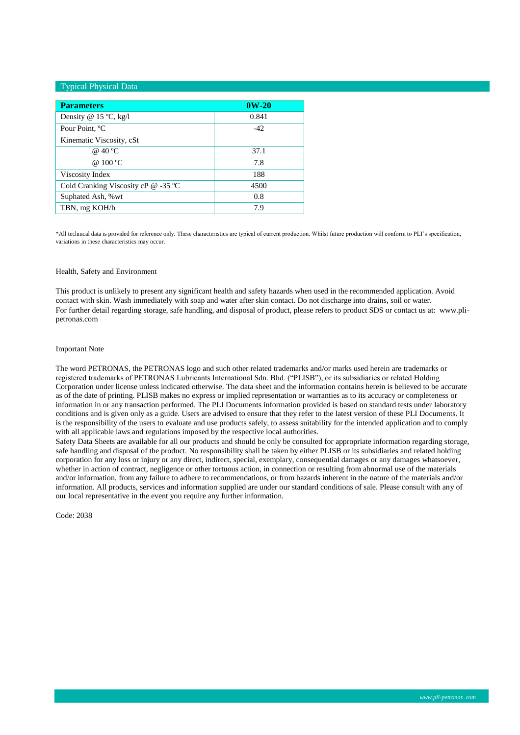## Typical Physical Data

| Parameters | 0W-20 |
|---|---|
| Density @ 15 ºC, kg/l | 0.841 |
| Pour Point, ºC | -42 |
| Kinematic Viscosity, cSt | |
| @ 40 ºC | 37.1 |
| @ 100 ºC | 7.8 |
| Viscosity Index | 188 |
| Cold Cranking Viscosity cP @ -35 ºC | 4500 |
| Suphated Ash, %wt | 0.8 |
| TBN, mg KOH/h | 7.9 |

*All technical data is provided for reference only. These characteristics are typical of current production. Whilst future production will conform to PLI's specification, variations in these characteristics may occur.

Health, Safety and Environment

This product is unlikely to present any significant health and safety hazards when used in the recommended application. Avoid contact with skin. Wash immediately with soap and water after skin contact. Do not discharge into drains, soil or water.
For further detail regarding storage, safe handling, and disposal of product, please refers to product SDS or contact us at: www.pli-petronas.com

Important Note

The word PETRONAS, the PETRONAS logo and such other related trademarks and/or marks used herein are trademarks or registered trademarks of PETRONAS Lubricants International Sdn. Bhd. ("PLISB"), or its subsidiaries or related Holding Corporation under license unless indicated otherwise. The data sheet and the information contains herein is believed to be accurate as of the date of printing. PLISB makes no express or implied representation or warranties as to its accuracy or completeness or information in or any transaction performed. The PLI Documents information provided is based on standard tests under laboratory conditions and is given only as a guide. Users are advised to ensure that they refer to the latest version of these PLI Documents. It is the responsibility of the users to evaluate and use products safely, to assess suitability for the intended application and to comply with all applicable laws and regulations imposed by the respective local authorities.
Safety Data Sheets are available for all our products and should be only be consulted for appropriate information regarding storage, safe handling and disposal of the product. No responsibility shall be taken by either PLISB or its subsidiaries and related holding corporation for any loss or injury or any direct, indirect, special, exemplary, consequential damages or any damages whatsoever, whether in action of contract, negligence or other tortuous action, in connection or resulting from abnormal use of the materials and/or information, from any failure to adhere to recommendations, or from hazards inherent in the nature of the materials and/or information. All products, services and information supplied are under our standard conditions of sale. Please consult with any of our local representative in the event you require any further information.

Code: 2038